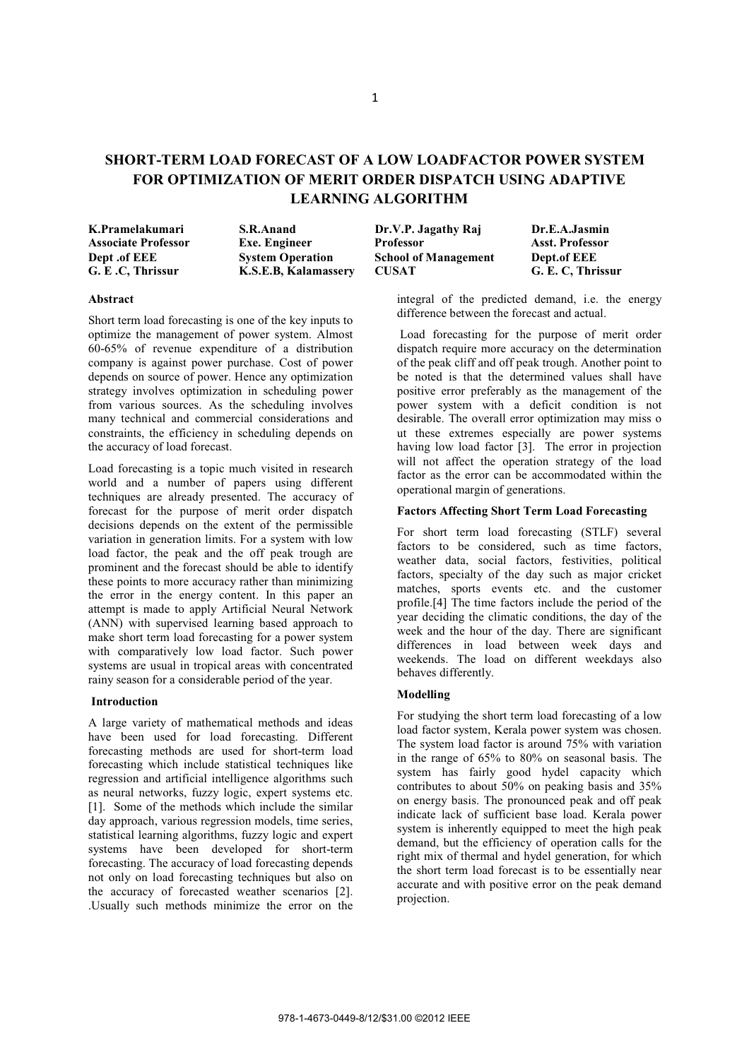# SHORT-TERM LOAD FORECAST OF A LOW LOADFACTOR POWER SYSTEM FOR OPTIMIZATION OF MERIT ORDER DISPATCH USING ADAPTIVE LEARNING ALGORITHM

| **K.Pramelakumari** | **S.R.Anand** | **Dr.V.P. Jagathy Raj** | **Dr.E.A.Jasmin** |
|---|---|---|---|
| **Associate Professor** | **Exe. Engineer** | **Professor** | **Asst. Professor** |
| **Dept .of EEE** | **System Operation** | **School of Management** | **Dept.of EEE** |
| **G. E .C, Thrissur** | **K.S.E.B, Kalamassery** | **CUSAT** | **G. E. C, Thrissur** |

### Abstract

Short term load forecasting is one of the key inputs to optimize the management of power system. Almost 60-65% of revenue expenditure of a distribution company is against power purchase. Cost of power depends on source of power. Hence any optimization strategy involves optimization in scheduling power from various sources. As the scheduling involves many technical and commercial considerations and constraints, the efficiency in scheduling depends on the accuracy of load forecast.

Load forecasting is a topic much visited in research world and a number of papers using different techniques are already presented. The accuracy of forecast for the purpose of merit order dispatch decisions depends on the extent of the permissible variation in generation limits. For a system with low load factor, the peak and the off peak trough are prominent and the forecast should be able to identify these points to more accuracy rather than minimizing the error in the energy content. In this paper an attempt is made to apply Artificial Neural Network (ANN) with supervised learning based approach to make short term load forecasting for a power system with comparatively low load factor. Such power systems are usual in tropical areas with concentrated rainy season for a considerable period of the year.

### Introduction

A large variety of mathematical methods and ideas have been used for load forecasting. Different forecasting methods are used for short-term load forecasting which include statistical techniques like regression and artificial intelligence algorithms such as neural networks, fuzzy logic, expert systems etc. [1]. Some of the methods which include the similar day approach, various regression models, time series, statistical learning algorithms, fuzzy logic and expert systems have been developed for short-term forecasting. The accuracy of load forecasting depends not only on load forecasting techniques but also on the accuracy of forecasted weather scenarios [2]. .Usually such methods minimize the error on the integral of the predicted demand, i.e. the energy difference between the forecast and actual.

Load forecasting for the purpose of merit order dispatch require more accuracy on the determination of the peak cliff and off peak trough. Another point to be noted is that the determined values shall have positive error preferably as the management of the power system with a deficit condition is not desirable. The overall error optimization may miss o ut these extremes especially are power systems having low load factor [3]. The error in projection will not affect the operation strategy of the load factor as the error can be accommodated within the operational margin of generations.

### Factors Affecting Short Term Load Forecasting

For short term load forecasting (STLF) several factors to be considered, such as time factors, weather data, social factors, festivities, political factors, specialty of the day such as major cricket matches, sports events etc. and the customer profile.[4] The time factors include the period of the year deciding the climatic conditions, the day of the week and the hour of the day. There are significant differences in load between week days and weekends. The load on different weekdays also behaves differently.

### Modelling

For studying the short term load forecasting of a low load factor system, Kerala power system was chosen. The system load factor is around 75% with variation in the range of 65% to 80% on seasonal basis. The system has fairly good hydel capacity which contributes to about 50% on peaking basis and 35% on energy basis. The pronounced peak and off peak indicate lack of sufficient base load. Kerala power system is inherently equipped to meet the high peak demand, but the efficiency of operation calls for the right mix of thermal and hydel generation, for which the short term load forecast is to be essentially near accurate and with positive error on the peak demand projection.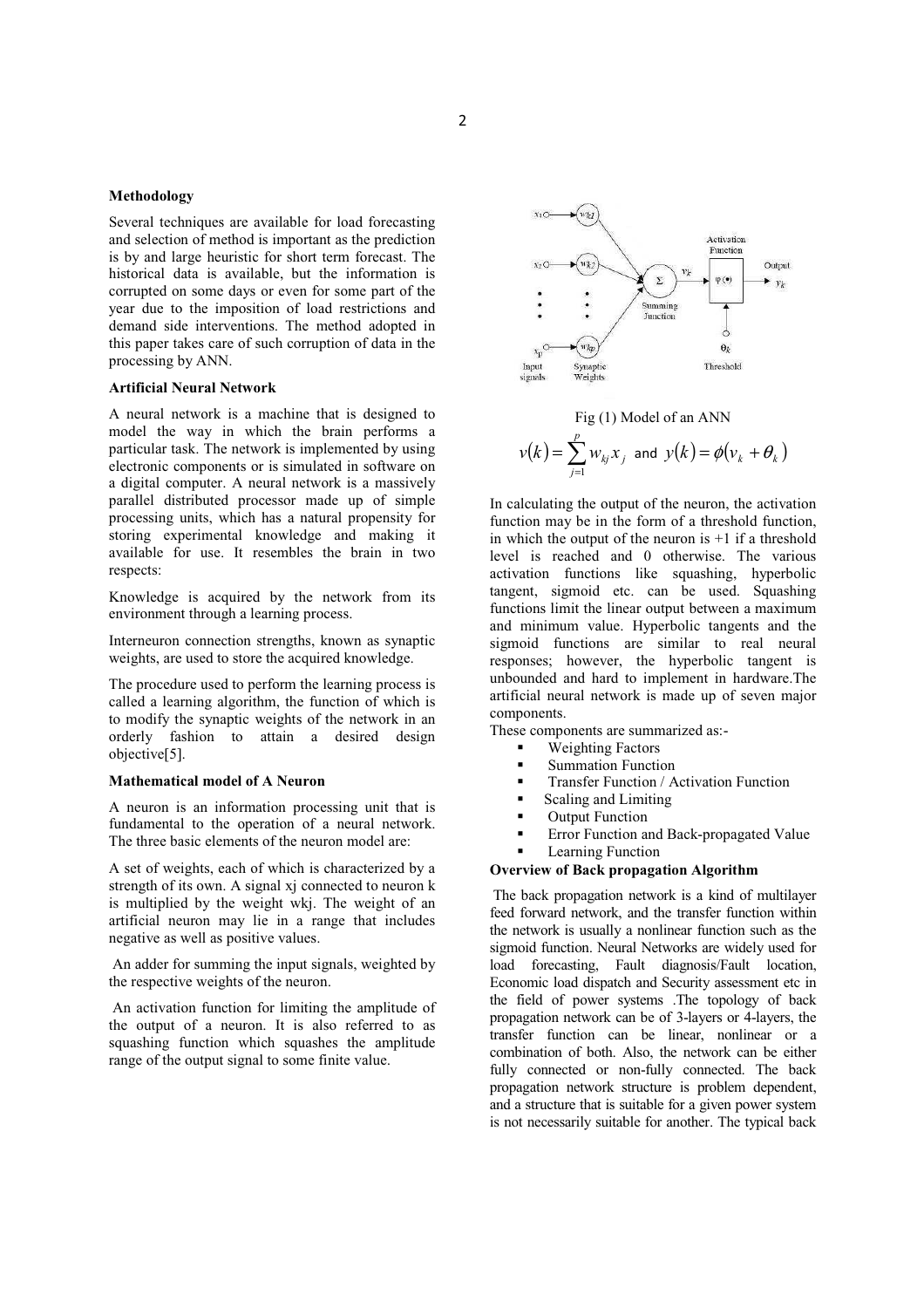**Methodology**

Several techniques are available for load forecasting and selection of method is important as the prediction is by and large heuristic for short term forecast. The historical data is available, but the information is corrupted on some days or even for some part of the year due to the imposition of load restrictions and demand side interventions. The method adopted in this paper takes care of such corruption of data in the processing by ANN.

**Artificial Neural Network**

A neural network is a machine that is designed to model the way in which the brain performs a particular task. The network is implemented by using electronic components or is simulated in software on a digital computer. A neural network is a massively parallel distributed processor made up of simple processing units, which has a natural propensity for storing experimental knowledge and making it available for use. It resembles the brain in two respects:

Knowledge is acquired by the network from its environment through a learning process.

Interneuron connection strengths, known as synaptic weights, are used to store the acquired knowledge.

The procedure used to perform the learning process is called a learning algorithm, the function of which is to modify the synaptic weights of the network in an orderly fashion to attain a desired design objective[5].

**Mathematical model of A Neuron**

A neuron is an information processing unit that is fundamental to the operation of a neural network. The three basic elements of the neuron model are:

A set of weights, each of which is characterized by a strength of its own. A signal xj connected to neuron k is multiplied by the weight wkj. The weight of an artificial neuron may lie in a range that includes negative as well as positive values.

An adder for summing the input signals, weighted by the respective weights of the neuron.

An activation function for limiting the amplitude of the output of a neuron. It is also referred to as squashing function which squashes the amplitude range of the output signal to some finite value.

$x_1$ $w_{k1}$ $x_2$ $w_{k2}$ $x_p$ $w_{kp}$
Input signals
Synaptic Weights
Σ
Summing Junction
$v_k$
Activation Function
φ(•)
Output
$y_k$
$\theta_k$
Threshold

Fig (1) Model of an ANN

$$v(k) = \sum_{j=1}^{p} w_{kj} x_j \text{ and } y(k) = \phi(v_k + \theta_k)$$

In calculating the output of the neuron, the activation function may be in the form of a threshold function, in which the output of the neuron is +1 if a threshold level is reached and 0 otherwise. The various activation functions like squashing, hyperbolic tangent, sigmoid etc. can be used. Squashing functions limit the linear output between a maximum and minimum value. Hyperbolic tangents and the sigmoid functions are similar to real neural responses; however, the hyperbolic tangent is unbounded and hard to implement in hardware.The artificial neural network is made up of seven major components.

These components are summarized as:-

- Weighting Factors
- Summation Function
- Transfer Function / Activation Function
- Scaling and Limiting
- Output Function
- Error Function and Back-propagated Value
- Learning Function

**Overview of Back propagation Algorithm**

The back propagation network is a kind of multilayer feed forward network, and the transfer function within the network is usually a nonlinear function such as the sigmoid function. Neural Networks are widely used for load forecasting, Fault diagnosis/Fault location, Economic load dispatch and Security assessment etc in the field of power systems .The topology of back propagation network can be of 3-layers or 4-layers, the transfer function can be linear, nonlinear or a combination of both. Also, the network can be either fully connected or non-fully connected. The back propagation network structure is problem dependent, and a structure that is suitable for a given power system is not necessarily suitable for another. The typical back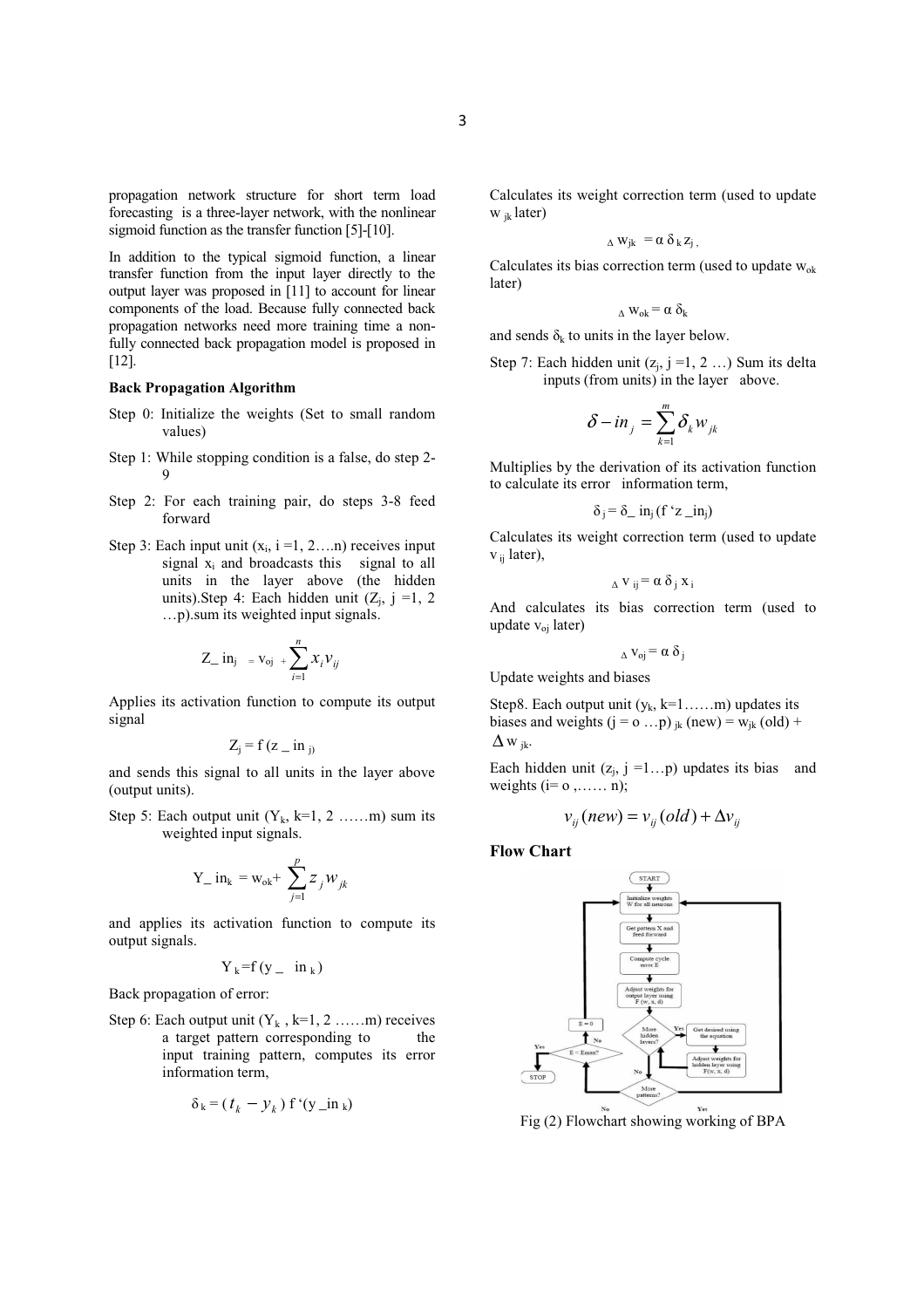propagation network structure for short term load forecasting is a three-layer network, with the nonlinear sigmoid function as the transfer function [5]-[10].

In addition to the typical sigmoid function, a linear transfer function from the input layer directly to the output layer was proposed in [11] to account for linear components of the load. Because fully connected back propagation networks need more training time a non-fully connected back propagation model is proposed in [12].

**Back Propagation Algorithm**

Step 0: Initialize the weights (Set to small random values)

Step 1: While stopping condition is a false, do step 2-9

Step 2: For each training pair, do steps 3-8 feed forward

Step 3: Each input unit ($x_i$, i =1, 2….n) receives input signal $x_i$ and broadcasts this signal to all units in the layer above (the hidden units).Step 4: Each hidden unit ($Z_j$, j =1, 2 …p).sum its weighted input signals.

$$Z\_in_j = v_{oj} + \sum_{i=1}^{n} x_i v_{ij}$$

Applies its activation function to compute its output signal

$$Z_j = f(z\_in_j)$$

and sends this signal to all units in the layer above (output units).

Step 5: Each output unit ($Y_k$, k=1, 2 ……m) sum its weighted input signals.

$$Y\_in_k = w_{ok} + \sum_{j=1}^{p} z_j w_{jk}$$

and applies its activation function to compute its output signals.

$$Y_k = f(y\_in_k)$$

Back propagation of error:

Step 6: Each output unit ($Y_k$, k=1, 2 ……m) receives a target pattern corresponding to the input training pattern, computes its error information term,

$$\delta_k = (t_k - y_k) f'(y\_in_k)$$

Calculates its weight correction term (used to update $w_{jk}$ later)

$$\Delta w_{jk} = \alpha \delta_k z_j ,$$

Calculates its bias correction term (used to update $w_{ok}$ later)

$$\Delta w_{ok} = \alpha \delta_k$$

and sends $\delta_k$ to units in the layer below.

Step 7: Each hidden unit ($z_j$, j =1, 2 …) Sum its delta inputs (from units) in the layer above.

$$\delta - in_j = \sum_{k=1}^{m} \delta_k w_{jk}$$

Multiplies by the derivation of its activation function to calculate its error information term,

$$\delta_j = \delta\_ in_j (f'z\_in_j)$$

Calculates its weight correction term (used to update $v_{ij}$ later),

$$\Delta v_{ij} = \alpha \delta_j x_i$$

And calculates its bias correction term (used to update $v_{oj}$ later)

$$\Delta v_{oj} = \alpha \delta_j$$

Update weights and biases

Step8. Each output unit ($y_k$, k=1……m) updates its biases and weights (j = o …p) $_{jk}$ (new) = $w_{jk}$ (old) + $\Delta w_{jk}$.

Each hidden unit ($z_j$, j =1…p) updates its bias and weights (i= o ,…… n);

$$v_{ij}(new) = v_{ij}(old) + \Delta v_{ij}$$

**Flow Chart**

Fig (2) Flowchart showing working of BPA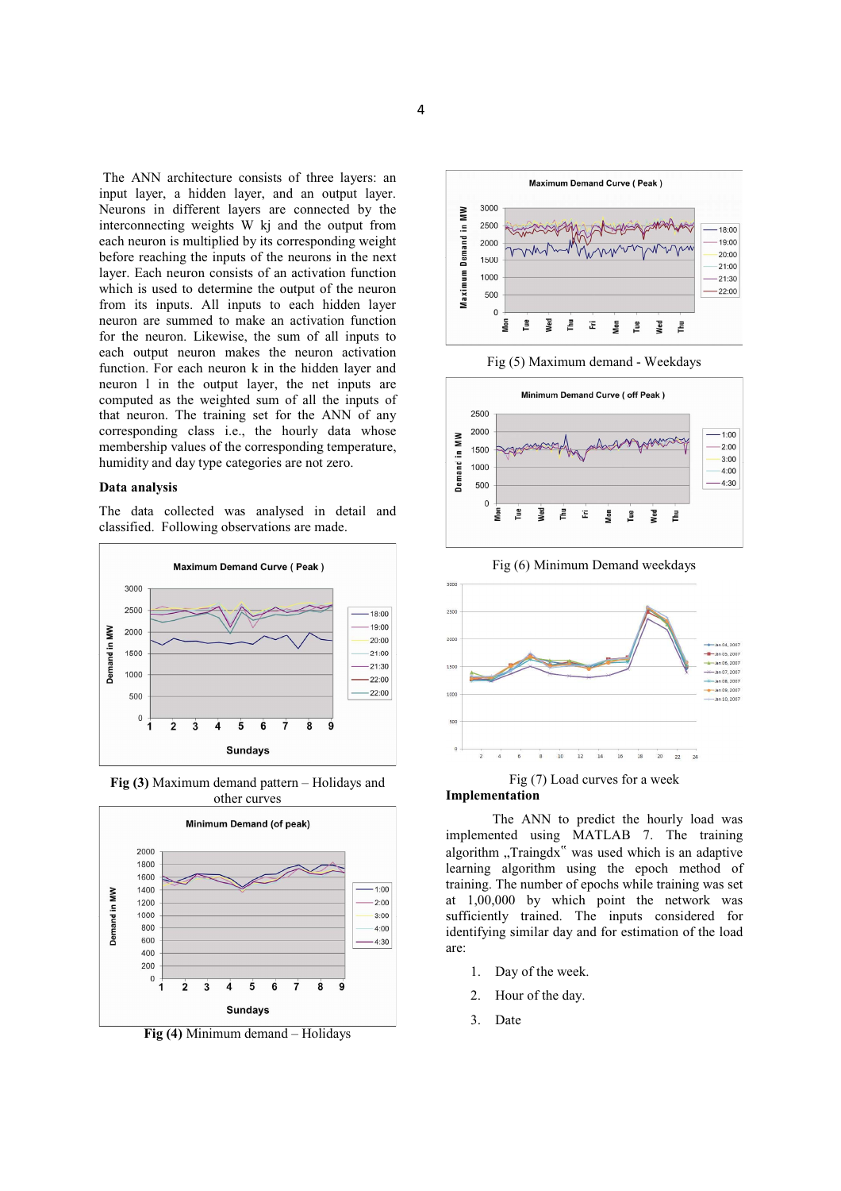The ANN architecture consists of three layers: an input layer, a hidden layer, and an output layer. Neurons in different layers are connected by the interconnecting weights W kj and the output from each neuron is multiplied by its corresponding weight before reaching the inputs of the neurons in the next layer. Each neuron consists of an activation function which is used to determine the output of the neuron from its inputs. All inputs to each hidden layer neuron are summed to make an activation function for the neuron. Likewise, the sum of all inputs to each output neuron makes the neuron activation function. For each neuron k in the hidden layer and neuron l in the output layer, the net inputs are computed as the weighted sum of all the inputs of that neuron. The training set for the ANN of any corresponding class i.e., the hourly data whose membership values of the corresponding temperature, humidity and day type categories are not zero.

**Data analysis**

The data collected was analysed in detail and classified. Following observations are made.

**Fig (3)** Maximum demand pattern – Holidays and other curves

**Fig (4)** Minimum demand – Holidays

Fig (5) Maximum demand - Weekdays

Fig (6) Minimum Demand weekdays

Fig (7) Load curves for a week

**Implementation**

The ANN to predict the hourly load was implemented using MATLAB 7. The training algorithm „Traingdx" was used which is an adaptive learning algorithm using the epoch method of training. The number of epochs while training was set at 1,00,000 by which point the network was sufficiently trained. The inputs considered for identifying similar day and for estimation of the load are:

1. Day of the week.
2. Hour of the day.
3. Date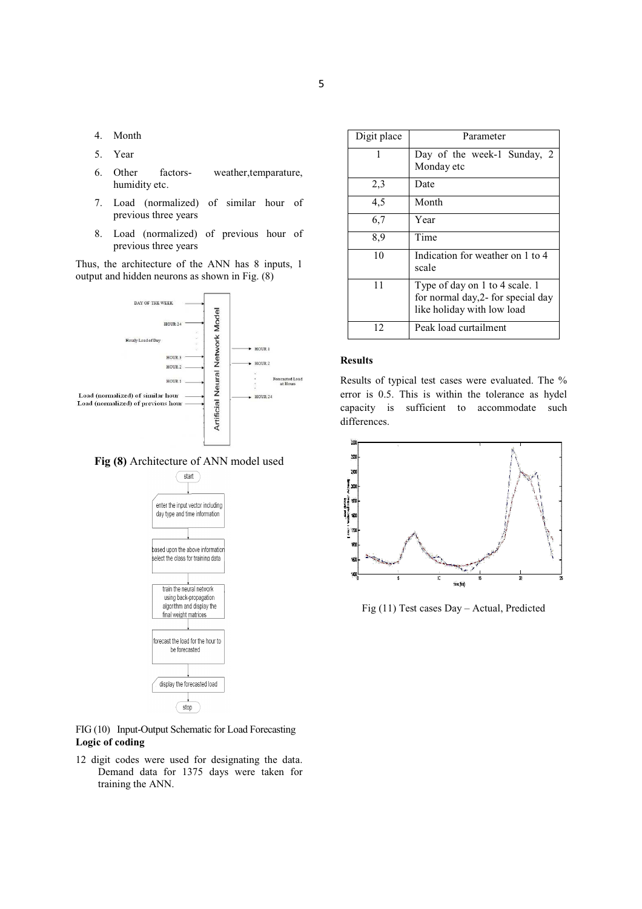4. Month
5. Year
6. Other factors- weather,temparature, humidity etc.
7. Load (normalized) of similar hour of previous three years
8. Load (normalized) of previous hour of previous three years

Thus, the architecture of the ANN has 8 inputs, 1 output and hidden neurons as shown in Fig. (8)

**Fig (8)** Architecture of ANN model used

FIG (10) Input-Output Schematic for Load Forecasting

**Logic of coding**

12 digit codes were used for designating the data. Demand data for 1375 days were taken for training the ANN.

| Digit place | Parameter |
|---|---|
| 1 | Day of the week-1 Sunday, 2 Monday etc |
| 2,3 | Date |
| 4,5 | Month |
| 6,7 | Year |
| 8,9 | Time |
| 10 | Indication for weather on 1 to 4 scale |
| 11 | Type of day on 1 to 4 scale. 1 for normal day,2- for special day like holiday with low load |
| 12 | Peak load curtailment |

**Results**

Results of typical test cases were evaluated. The % error is 0.5. This is within the tolerance as hydel capacity is sufficient to accommodate such differences.

Fig (11) Test cases Day – Actual, Predicted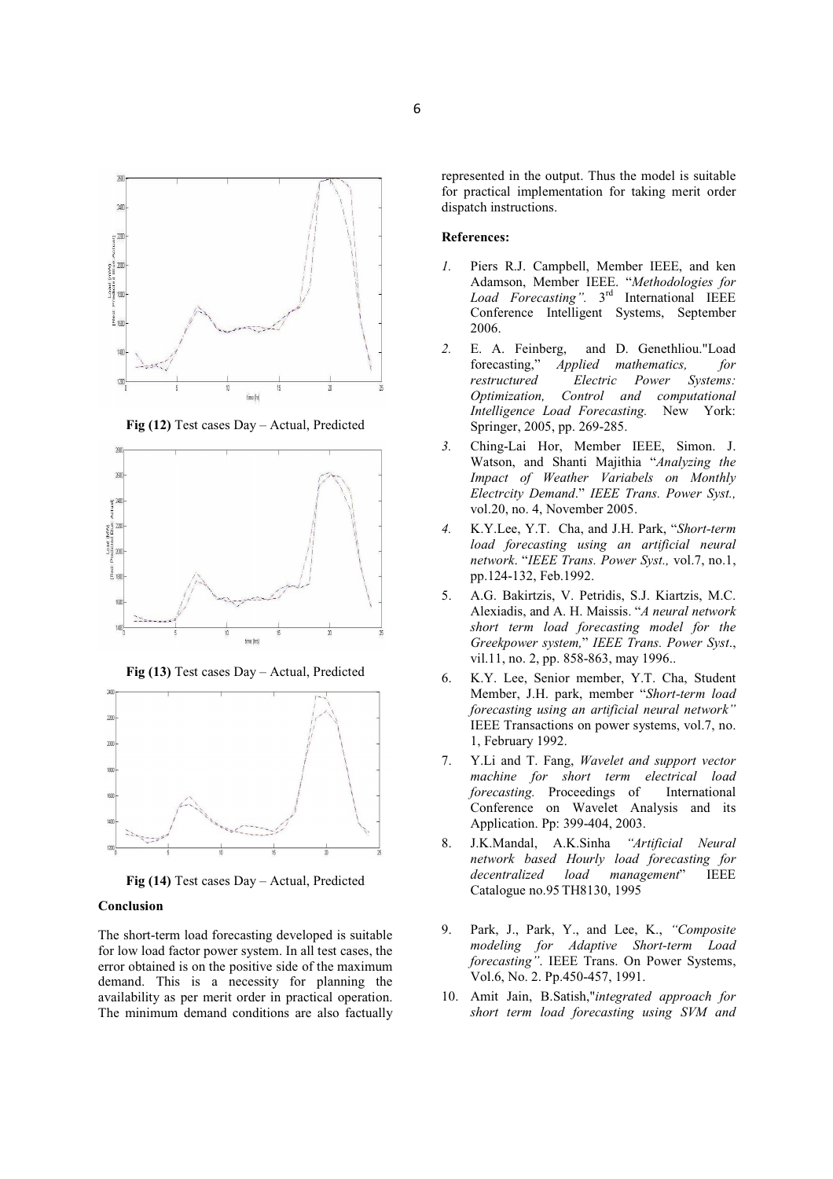Fig (12) Test cases Day – Actual, Predicted

Fig (13) Test cases Day – Actual, Predicted

Fig (14) Test cases Day – Actual, Predicted

### Conclusion

The short-term load forecasting developed is suitable for low load factor power system. In all test cases, the error obtained is on the positive side of the maximum demand. This is a necessity for planning the availability as per merit order in practical operation. The minimum demand conditions are also factually represented in the output. Thus the model is suitable for practical implementation for taking merit order dispatch instructions.

### References:

1. Piers R.J. Campbell, Member IEEE, and ken Adamson, Member IEEE. "*Methodologies for Load Forecasting*". 3rd International IEEE Conference Intelligent Systems, September 2006.
2. E. A. Feinberg, and D. Genethliou."Load forecasting," *Applied mathematics, for restructured Electric Power Systems: Optimization, Control and computational Intelligence Load Forecasting.* New York: Springer, 2005, pp. 269-285.
3. Ching-Lai Hor, Member IEEE, Simon. J. Watson, and Shanti Majithia "*Analyzing the Impact of Weather Variabels on Monthly Electrcity Demand*." *IEEE Trans. Power Syst.,* vol.20, no. 4, November 2005.
4. K.Y.Lee, Y.T. Cha, and J.H. Park, "*Short-term load forecasting using an artificial neural network*. "*IEEE Trans. Power Syst.,* vol.7, no.1, pp.124-132, Feb.1992.
5. A.G. Bakirtzis, V. Petridis, S.J. Kiartzis, M.C. Alexiadis, and A. H. Maissis. "*A neural network short term load forecasting model for the Greekpower system,*" *IEEE Trans. Power Syst*., vil.11, no. 2, pp. 858-863, may 1996..
6. K.Y. Lee, Senior member, Y.T. Cha, Student Member, J.H. park, member "*Short-term load forecasting using an artificial neural network"* IEEE Transactions on power systems, vol.7, no. 1, February 1992.
7. Y.Li and T. Fang, *Wavelet and support vector machine for short term electrical load forecasting.* Proceedings of International Conference on Wavelet Analysis and its Application. Pp: 399-404, 2003.
8. J.K.Mandal, A.K.Sinha *"Artificial Neural network based Hourly load forecasting for decentralized load management*" IEEE Catalogue no.95 TH8130, 1995
9. Park, J., Park, Y., and Lee, K., *"Composite modeling for Adaptive Short-term Load forecasting"*. IEEE Trans. On Power Systems, Vol.6, No. 2. Pp.450-457, 1991.
10. Amit Jain, B.Satish,"*integrated approach for short term load forecasting using SVM and*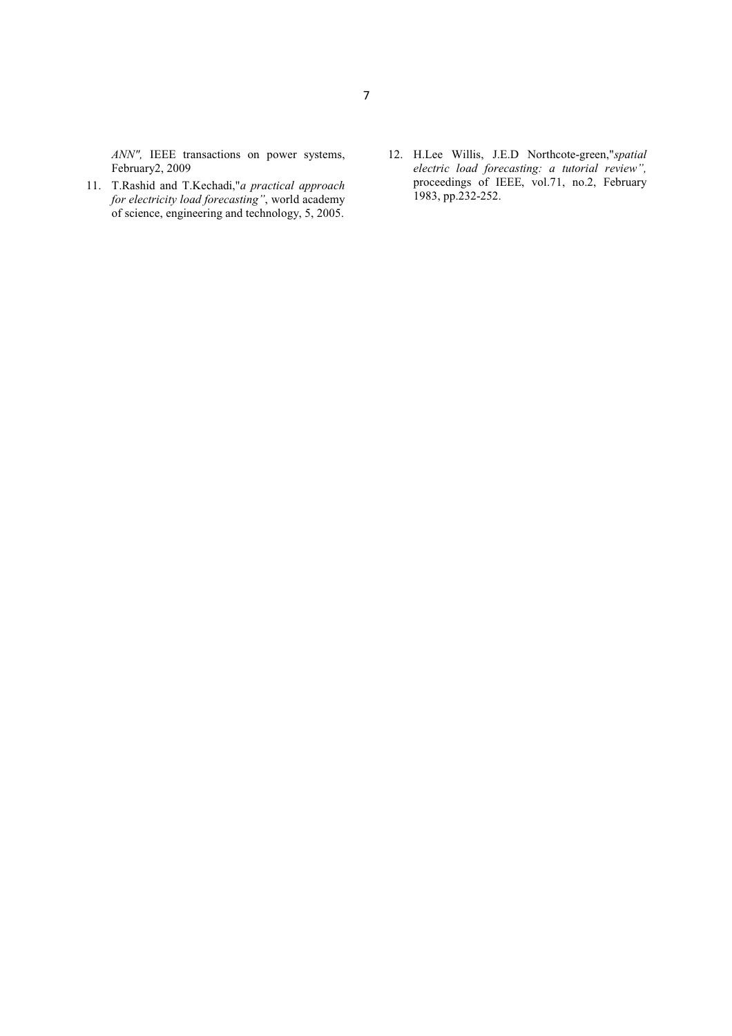*ANN",* IEEE transactions on power systems, February2, 2009

11. T.Rashid and T.Kechadi,"*a practical approach for electricity load forecasting"*, world academy of science, engineering and technology, 5, 2005.

12. H.Lee Willis, J.E.D Northcote-green,"*spatial electric load forecasting: a tutorial review",* proceedings of IEEE, vol.71, no.2, February 1983, pp.232-252.